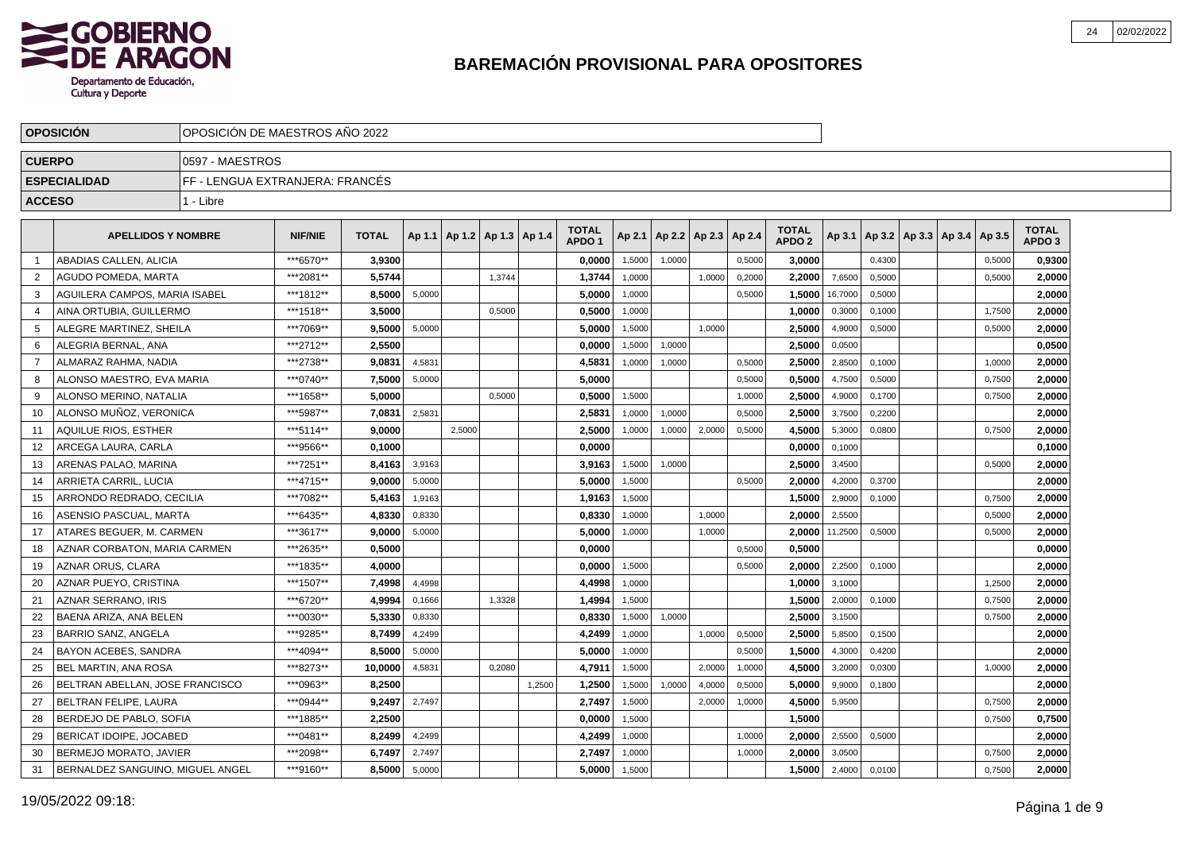# BAREMACIÓN PROVISIONAL PARA OPOSITORES

| | |
|---|---|
| **OPOSICIÓN** | OPOSICIÓN DE MAESTROS AÑO 2022 |
| **CUERPO** | 0597 - MAESTROS |
| **ESPECIALIDAD** | FF - LENGUA EXTRANJERA: FRANCÉS |
| **ACCESO** | 1 - Libre |

| | APELLIDOS Y NOMBRE | NIF/NIE | TOTAL | Ap 1.1 | Ap 1.2 | Ap 1.3 | Ap 1.4 | TOTAL APDO 1 | Ap 2.1 | Ap 2.2 | Ap 2.3 | Ap 2.4 | TOTAL APDO 2 | Ap 3.1 | Ap 3.2 | Ap 3.3 | Ap 3.4 | Ap 3.5 | TOTAL APDO 3 |
|---|---|---|---|---|---|---|---|---|---|---|---|---|---|---|---|---|---|---|---|
| 1 | ABADIAS CALLEN, ALICIA | ***6570** | **3,9300** | | | | | **0,0000** | 1,5000 | 1,0000 | | 0,5000 | **3,0000** | | 0,4300 | | | 0,5000 | **0,9300** |
| 2 | AGUDO POMEDA, MARTA | ***2081** | **5,5744** | | | 1,3744 | | **1,3744** | 1,0000 | | 1,0000 | 0,2000 | **2,2000** | 7,6500 | 0,5000 | | | 0,5000 | **2,0000** |
| 3 | AGUILERA CAMPOS, MARIA ISABEL | ***1812** | **8,5000** | 5,0000 | | | | **5,0000** | 1,0000 | | | 0,5000 | **1,5000** | 16,7000 | 0,5000 | | | | **2,0000** |
| 4 | AINA ORTUBIA, GUILLERMO | ***1518** | **3,5000** | | | 0,5000 | | **0,5000** | 1,0000 | | | | **1,0000** | 0,3000 | 0,1000 | | | 1,7500 | **2,0000** |
| 5 | ALEGRE MARTINEZ, SHEILA | ***7069** | **9,5000** | 5,0000 | | | | **5,0000** | 1,5000 | | 1,0000 | | **2,5000** | 4,9000 | 0,5000 | | | 0,5000 | **2,0000** |
| 6 | ALEGRIA BERNAL, ANA | ***2712** | **2,5500** | | | | | **0,0000** | 1,5000 | 1,0000 | | | **2,5000** | 0,0500 | | | | | **0,0500** |
| 7 | ALMARAZ RAHMA, NADIA | ***2738** | **9,0831** | 4,5831 | | | | **4,5831** | 1,0000 | 1,0000 | | 0,5000 | **2,5000** | 2,8500 | 0,1000 | | | 1,0000 | **2,0000** |
| 8 | ALONSO MAESTRO, EVA MARIA | ***0740** | **7,5000** | 5,0000 | | | | **5,0000** | | | | 0,5000 | **0,5000** | 4,7500 | 0,5000 | | | 0,7500 | **2,0000** |
| 9 | ALONSO MERINO, NATALIA | ***1658** | **5,0000** | | | 0,5000 | | **0,5000** | 1,5000 | | | 1,0000 | **2,5000** | 4,9000 | 0,1700 | | | 0,7500 | **2,0000** |
| 10 | ALONSO MUÑOZ, VERONICA | ***5987** | **7,0831** | 2,5831 | | | | **2,5831** | 1,0000 | 1,0000 | | 0,5000 | **2,5000** | 3,7500 | 0,2200 | | | | **2,0000** |
| 11 | AQUILUE RIOS, ESTHER | ***5114** | **9,0000** | | 2,5000 | | | **2,5000** | 1,0000 | 1,0000 | 2,0000 | 0,5000 | **4,5000** | 5,3000 | 0,0800 | | | 0,7500 | **2,0000** |
| 12 | ARCEGA LAURA, CARLA | ***9566** | **0,1000** | | | | | **0,0000** | | | | | **0,0000** | 0,1000 | | | | | **0,1000** |
| 13 | ARENAS PALAO, MARINA | ***7251** | **8,4163** | 3,9163 | | | | **3,9163** | 1,5000 | 1,0000 | | | **2,5000** | 3,4500 | | | | 0,5000 | **2,0000** |
| 14 | ARRIETA CARRIL, LUCIA | ***4715** | **9,0000** | 5,0000 | | | | **5,0000** | 1,5000 | | | 0,5000 | **2,0000** | 4,2000 | 0,3700 | | | | **2,0000** |
| 15 | ARRONDO REDRADO, CECILIA | ***7082** | **5,4163** | 1,9163 | | | | **1,9163** | 1,5000 | | | | **1,5000** | 2,9000 | 0,1000 | | | 0,7500 | **2,0000** |
| 16 | ASENSIO PASCUAL, MARTA | ***6435** | **4,8330** | 0,8330 | | | | **0,8330** | 1,0000 | | 1,0000 | | **2,0000** | 2,5500 | | | | 0,5000 | **2,0000** |
| 17 | ATARES BEGUER, M. CARMEN | ***3617** | **9,0000** | 5,0000 | | | | **5,0000** | 1,0000 | | 1,0000 | | **2,0000** | 11,2500 | 0,5000 | | | 0,5000 | **2,0000** |
| 18 | AZNAR CORBATON, MARIA CARMEN | ***2635** | **0,5000** | | | | | **0,0000** | | | | 0,5000 | **0,5000** | | | | | | **0,0000** |
| 19 | AZNAR ORUS, CLARA | ***1835** | **4,0000** | | | | | **0,0000** | 1,5000 | | | 0,5000 | **2,0000** | 2,2500 | 0,1000 | | | | **2,0000** |
| 20 | AZNAR PUEYO, CRISTINA | ***1507** | **7,4998** | 4,4998 | | | | **4,4998** | 1,0000 | | | | **1,0000** | 3,1000 | | | | 1,2500 | **2,0000** |
| 21 | AZNAR SERRANO, IRIS | ***6720** | **4,9994** | 0,1666 | | 1,3328 | | **1,4994** | 1,5000 | | | | **1,5000** | 2,0000 | 0,1000 | | | 0,7500 | **2,0000** |
| 22 | BAENA ARIZA, ANA BELEN | ***0030** | **5,3330** | 0,8330 | | | | **0,8330** | 1,5000 | 1,0000 | | | **2,5000** | 3,1500 | | | | 0,7500 | **2,0000** |
| 23 | BARRIO SANZ, ANGELA | ***9285** | **8,7499** | 4,2499 | | | | **4,2499** | 1,0000 | | 1,0000 | 0,5000 | **2,5000** | 5,8500 | 0,1500 | | | | **2,0000** |
| 24 | BAYON ACEBES, SANDRA | ***4094** | **8,5000** | 5,0000 | | | | **5,0000** | 1,0000 | | | 0,5000 | **1,5000** | 4,3000 | 0,4200 | | | | **2,0000** |
| 25 | BEL MARTIN, ANA ROSA | ***8273** | **10,0000** | 4,5831 | | 0,2080 | | **4,7911** | 1,5000 | | 2,0000 | 1,0000 | **4,5000** | 3,2000 | 0,0300 | | | 1,0000 | **2,0000** |
| 26 | BELTRAN ABELLAN, JOSE FRANCISCO | ***0963** | **8,2500** | | | | 1,2500 | **1,2500** | 1,5000 | 1,0000 | 4,0000 | 0,5000 | **5,0000** | 9,9000 | 0,1800 | | | | **2,0000** |
| 27 | BELTRAN FELIPE, LAURA | ***0944** | **9,2497** | 2,7497 | | | | **2,7497** | 1,5000 | | 2,0000 | 1,0000 | **4,5000** | 5,9500 | | | | 0,7500 | **2,0000** |
| 28 | BERDEJO DE PABLO, SOFIA | ***1885** | **2,2500** | | | | | **0,0000** | 1,5000 | | | | **1,5000** | | | | | 0,7500 | **0,7500** |
| 29 | BERICAT IDOIPE, JOCABED | ***0481** | **8,2499** | 4,2499 | | | | **4,2499** | 1,0000 | | | 1,0000 | **2,0000** | 2,5500 | 0,5000 | | | | **2,0000** |
| 30 | BERMEJO MORATO, JAVIER | ***2098** | **6,7497** | 2,7497 | | | | **2,7497** | 1,0000 | | | 1,0000 | **2,0000** | 3,0500 | | | | 0,7500 | **2,0000** |
| 31 | BERNALDEZ SANGUINO, MIGUEL ANGEL | ***9160** | **8,5000** | 5,0000 | | | | **5,0000** | 1,5000 | | | | **1,5000** | 2,4000 | 0,0100 | | | 0,7500 | **2,0000** |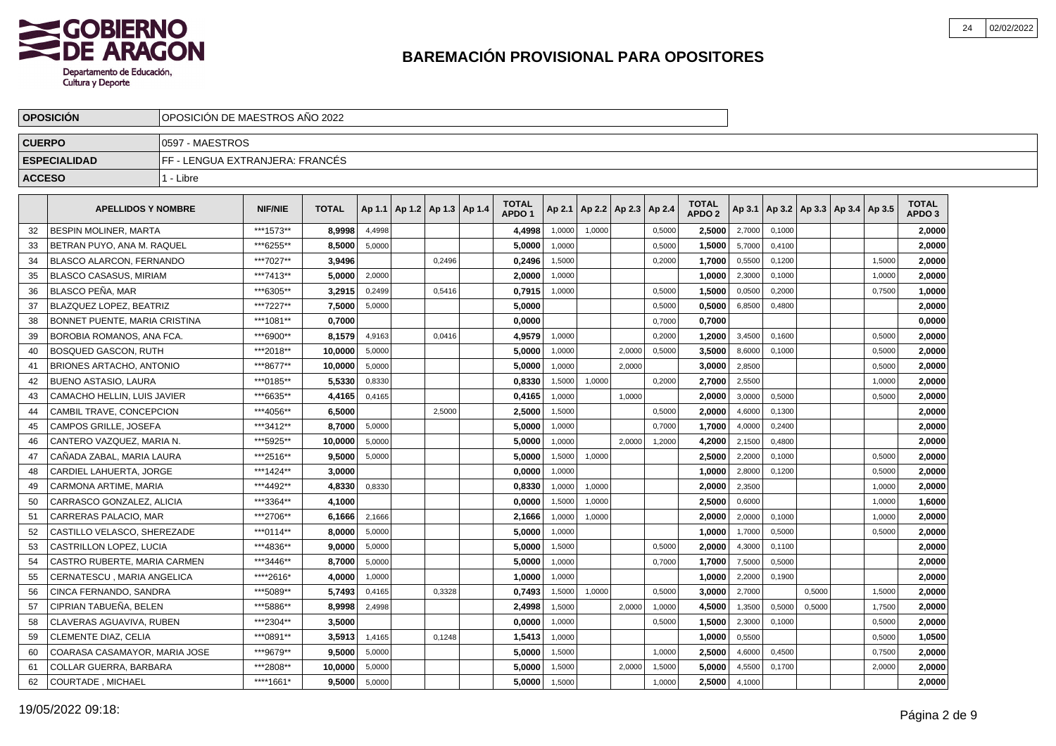# BAREMACIÓN PROVISIONAL PARA OPOSITORES

| | |
|---|---|
| **OPOSICIÓN** | OPOSICIÓN DE MAESTROS AÑO 2022 |
| **CUERPO** | 0597 - MAESTROS |
| **ESPECIALIDAD** | FF - LENGUA EXTRANJERA: FRANCÉS |
| **ACCESO** | 1 - Libre |

| | APELLIDOS Y NOMBRE | NIF/NIE | TOTAL | Ap 1.1 | Ap 1.2 | Ap 1.3 | Ap 1.4 | TOTAL APDO 1 | Ap 2.1 | Ap 2.2 | Ap 2.3 | Ap 2.4 | TOTAL APDO 2 | Ap 3.1 | Ap 3.2 | Ap 3.3 | Ap 3.4 | Ap 3.5 | TOTAL APDO 3 |
|---|---|---|---|---|---|---|---|---|---|---|---|---|---|---|---|---|---|---|---|
| 32 | BESPIN MOLINER, MARTA | ***1573** | **8,9998** | 4,4998 | | | | **4,4998** | 1,0000 | 1,0000 | | 0,5000 | **2,5000** | 2,7000 | 0,1000 | | | | **2,0000** |
| 33 | BETRAN PUYO, ANA M. RAQUEL | ***6255** | **8,5000** | 5,0000 | | | | **5,0000** | 1,0000 | | | 0,5000 | **1,5000** | 5,7000 | 0,4100 | | | | **2,0000** |
| 34 | BLASCO ALARCON, FERNANDO | ***7027** | **3,9496** | | | 0,2496 | | **0,2496** | 1,5000 | | | 0,2000 | **1,7000** | 0,5500 | 0,1200 | | | 1,5000 | **2,0000** |
| 35 | BLASCO CASASUS, MIRIAM | ***7413** | **5,0000** | 2,0000 | | | | **2,0000** | 1,0000 | | | | **1,0000** | 2,3000 | 0,1000 | | | 1,0000 | **2,0000** |
| 36 | BLASCO PEÑA, MAR | ***6305** | **3,2915** | 0,2499 | | 0,5416 | | **0,7915** | 1,0000 | | | 0,5000 | **1,5000** | 0,0500 | 0,2000 | | | 0,7500 | **1,0000** |
| 37 | BLAZQUEZ LOPEZ, BEATRIZ | ***7227** | **7,5000** | 5,0000 | | | | **5,0000** | | | | 0,5000 | **0,5000** | 6,8500 | 0,4800 | | | | **2,0000** |
| 38 | BONNET PUENTE, MARIA CRISTINA | ***1081** | **0,7000** | | | | | **0,0000** | | | | 0,7000 | **0,7000** | | | | | | **0,0000** |
| 39 | BOROBIA ROMANOS, ANA FCA. | ***6900** | **8,1579** | 4,9163 | | 0,0416 | | **4,9579** | 1,0000 | | | 0,2000 | **1,2000** | 3,4500 | 0,1600 | | | 0,5000 | **2,0000** |
| 40 | BOSQUED GASCON, RUTH | ***2018** | **10,0000** | 5,0000 | | | | **5,0000** | 1,0000 | | 2,0000 | 0,5000 | **3,5000** | 8,6000 | 0,1000 | | | 0,5000 | **2,0000** |
| 41 | BRIONES ARTACHO, ANTONIO | ***8677** | **10,0000** | 5,0000 | | | | **5,0000** | 1,0000 | | 2,0000 | | **3,0000** | 2,8500 | | | | 0,5000 | **2,0000** |
| 42 | BUENO ASTASIO, LAURA | ***0185** | **5,5330** | 0,8330 | | | | **0,8330** | 1,5000 | 1,0000 | | 0,2000 | **2,7000** | 2,5500 | | | | 1,0000 | **2,0000** |
| 43 | CAMACHO HELLIN, LUIS JAVIER | ***6635** | **4,4165** | 0,4165 | | | | **0,4165** | 1,0000 | | 1,0000 | | **2,0000** | 3,0000 | 0,5000 | | | 0,5000 | **2,0000** |
| 44 | CAMBIL TRAVE, CONCEPCION | ***4056** | **6,5000** | | | 2,5000 | | **2,5000** | 1,5000 | | | 0,5000 | **2,0000** | 4,6000 | 0,1300 | | | | **2,0000** |
| 45 | CAMPOS GRILLE, JOSEFA | ***3412** | **8,7000** | 5,0000 | | | | **5,0000** | 1,0000 | | | 0,7000 | **1,7000** | 4,0000 | 0,2400 | | | | **2,0000** |
| 46 | CANTERO VAZQUEZ, MARIA N. | ***5925** | **10,0000** | 5,0000 | | | | **5,0000** | 1,0000 | | 2,0000 | 1,2000 | **4,2000** | 2,1500 | 0,4800 | | | | **2,0000** |
| 47 | CAÑADA ZABAL, MARIA LAURA | ***2516** | **9,5000** | 5,0000 | | | | **5,0000** | 1,5000 | 1,0000 | | | **2,5000** | 2,2000 | 0,1000 | | | 0,5000 | **2,0000** |
| 48 | CARDIEL LAHUERTA, JORGE | ***1424** | **3,0000** | | | | | **0,0000** | 1,0000 | | | | **1,0000** | 2,8000 | 0,1200 | | | 0,5000 | **2,0000** |
| 49 | CARMONA ARTIME, MARIA | ***4492** | **4,8330** | 0,8330 | | | | **0,8330** | 1,0000 | 1,0000 | | | **2,0000** | 2,3500 | | | | 1,0000 | **2,0000** |
| 50 | CARRASCO GONZALEZ, ALICIA | ***3364** | **4,1000** | | | | | **0,0000** | 1,5000 | 1,0000 | | | **2,5000** | 0,6000 | | | | 1,0000 | **1,6000** |
| 51 | CARRERAS PALACIO, MAR | ***2706** | **6,1666** | 2,1666 | | | | **2,1666** | 1,0000 | 1,0000 | | | **2,0000** | 2,0000 | 0,1000 | | | 1,0000 | **2,0000** |
| 52 | CASTILLO VELASCO, SHEREZADE | ***0114** | **8,0000** | 5,0000 | | | | **5,0000** | 1,0000 | | | | **1,0000** | 1,7000 | 0,5000 | | | 0,5000 | **2,0000** |
| 53 | CASTRILLON LOPEZ, LUCIA | ***4836** | **9,0000** | 5,0000 | | | | **5,0000** | 1,5000 | | | 0,5000 | **2,0000** | 4,3000 | 0,1100 | | | | **2,0000** |
| 54 | CASTRO RUBERTE, MARIA CARMEN | ***3446** | **8,7000** | 5,0000 | | | | **5,0000** | 1,0000 | | | 0,7000 | **1,7000** | 7,5000 | 0,5000 | | | | **2,0000** |
| 55 | CERNATESCU , MARIA ANGELICA | ****2616* | **4,0000** | 1,0000 | | | | **1,0000** | 1,0000 | | | | **1,0000** | 2,2000 | 0,1900 | | | | **2,0000** |
| 56 | CINCA FERNANDO, SANDRA | ***5089** | **5,7493** | 0,4165 | | 0,3328 | | **0,7493** | 1,5000 | 1,0000 | | 0,5000 | **3,0000** | 2,7000 | | 0,5000 | | 1,5000 | **2,0000** |
| 57 | CIPRIAN TABUEÑA, BELEN | ***5886** | **8,9998** | 2,4998 | | | | **2,4998** | 1,5000 | | 2,0000 | 1,0000 | **4,5000** | 1,3500 | 0,5000 | 0,5000 | | 1,7500 | **2,0000** |
| 58 | CLAVERAS AGUAVIVA, RUBEN | ***2304** | **3,5000** | | | | | **0,0000** | 1,0000 | | | 0,5000 | **1,5000** | 2,3000 | 0,1000 | | | 0,5000 | **2,0000** |
| 59 | CLEMENTE DIAZ, CELIA | ***0891** | **3,5913** | 1,4165 | | 0,1248 | | **1,5413** | 1,0000 | | | | **1,0000** | 0,5500 | | | | 0,5000 | **1,0500** |
| 60 | COARASA CASAMAYOR, MARIA JOSE | ***9679** | **9,5000** | 5,0000 | | | | **5,0000** | 1,5000 | | | 1,0000 | **2,5000** | 4,6000 | 0,4500 | | | 0,7500 | **2,0000** |
| 61 | COLLAR GUERRA, BARBARA | ***2808** | **10,0000** | 5,0000 | | | | **5,0000** | 1,5000 | | 2,0000 | 1,5000 | **5,0000** | 4,5500 | 0,1700 | | | 2,0000 | **2,0000** |
| 62 | COURTADE , MICHAEL | ****1661* | **9,5000** | 5,0000 | | | | **5,0000** | 1,5000 | | | 1,0000 | **2,5000** | 4,1000 | | | | | **2,0000** |

19/05/2022 09:18: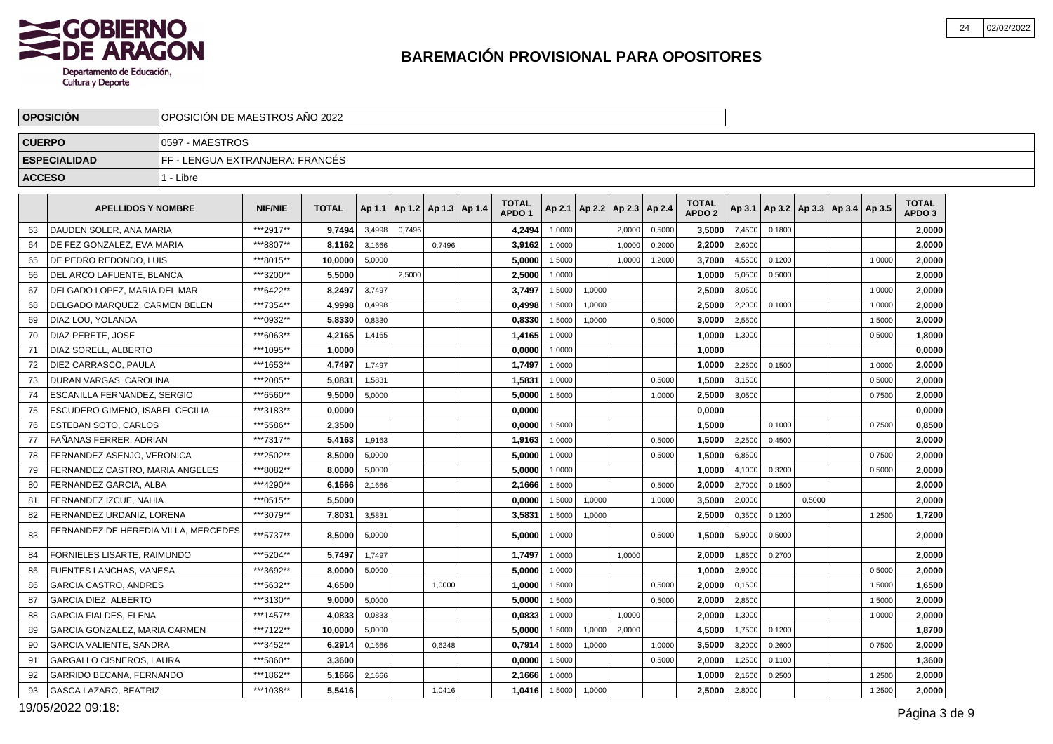# BAREMACIÓN PROVISIONAL PARA OPOSITORES

| OPOSICIÓN | OPOSICIÓN DE MAESTROS AÑO 2022 |
|---|---|
| CUERPO | 0597 - MAESTROS |
| ESPECIALIDAD | FF - LENGUA EXTRANJERA: FRANCÉS |
| ACCESO | 1 - Libre |

| | APELLIDOS Y NOMBRE | NIF/NIE | TOTAL | Ap 1.1 | Ap 1.2 | Ap 1.3 | Ap 1.4 | TOTAL APDO 1 | Ap 2.1 | Ap 2.2 | Ap 2.3 | Ap 2.4 | TOTAL APDO 2 | Ap 3.1 | Ap 3.2 | Ap 3.3 | Ap 3.4 | Ap 3.5 | TOTAL APDO 3 |
|---|---|---|---|---|---|---|---|---|---|---|---|---|---|---|---|---|---|---|---|
| 63 | DAUDEN SOLER, ANA MARIA | ***2917** | 9,7494 | 3,4998 | 0,7496 | | | 4,2494 | 1,0000 | | 2,0000 | 0,5000 | 3,5000 | 7,4500 | 0,1800 | | | | 2,0000 |
| 64 | DE FEZ GONZALEZ, EVA MARIA | ***8807** | 8,1162 | 3,1666 | | 0,7496 | | 3,9162 | 1,0000 | | 1,0000 | 0,2000 | 2,2000 | 2,6000 | | | | | 2,0000 |
| 65 | DE PEDRO REDONDO, LUIS | ***8015** | 10,0000 | 5,0000 | | | | 5,0000 | 1,5000 | | 1,0000 | 1,2000 | 3,7000 | 4,5500 | 0,1200 | | | 1,0000 | 2,0000 |
| 66 | DEL ARCO LAFUENTE, BLANCA | ***3200** | 5,5000 | | 2,5000 | | | 2,5000 | 1,0000 | | | | 1,0000 | 5,0500 | 0,5000 | | | | 2,0000 |
| 67 | DELGADO LOPEZ, MARIA DEL MAR | ***6422** | 8,2497 | 3,7497 | | | | 3,7497 | 1,5000 | 1,0000 | | | 2,5000 | 3,0500 | | | | 1,0000 | 2,0000 |
| 68 | DELGADO MARQUEZ, CARMEN BELEN | ***7354** | 4,9998 | 0,4998 | | | | 0,4998 | 1,5000 | 1,0000 | | | 2,5000 | 2,2000 | 0,1000 | | | 1,0000 | 2,0000 |
| 69 | DIAZ LOU, YOLANDA | ***0932** | 5,8330 | 0,8330 | | | | 0,8330 | 1,5000 | 1,0000 | | 0,5000 | 3,0000 | 2,5500 | | | | 1,5000 | 2,0000 |
| 70 | DIAZ PERETE, JOSE | ***6063** | 4,2165 | 1,4165 | | | | 1,4165 | 1,0000 | | | | 1,0000 | 1,3000 | | | | 0,5000 | 1,8000 |
| 71 | DIAZ SORELL, ALBERTO | ***1095** | 1,0000 | | | | | 0,0000 | 1,0000 | | | | 1,0000 | | | | | | 0,0000 |
| 72 | DIEZ CARRASCO, PAULA | ***1653** | 4,7497 | 1,7497 | | | | 1,7497 | 1,0000 | | | | 1,0000 | 2,2500 | 0,1500 | | | 1,0000 | 2,0000 |
| 73 | DURAN VARGAS, CAROLINA | ***2085** | 5,0831 | 1,5831 | | | | 1,5831 | 1,0000 | | | 0,5000 | 1,5000 | 3,1500 | | | | 0,5000 | 2,0000 |
| 74 | ESCANILLA FERNANDEZ, SERGIO | ***6560** | 9,5000 | 5,0000 | | | | 5,0000 | 1,5000 | | | 1,0000 | 2,5000 | 3,0500 | | | | 0,7500 | 2,0000 |
| 75 | ESCUDERO GIMENO, ISABEL CECILIA | ***3183** | 0,0000 | | | | | 0,0000 | | | | | 0,0000 | | | | | | 0,0000 |
| 76 | ESTEBAN SOTO, CARLOS | ***5586** | 2,3500 | | | | | 0,0000 | 1,5000 | | | | 1,5000 | | 0,1000 | | | 0,7500 | 0,8500 |
| 77 | FAÑANAS FERRER, ADRIAN | ***7317** | 5,4163 | 1,9163 | | | | 1,9163 | 1,0000 | | | 0,5000 | 1,5000 | 2,2500 | 0,4500 | | | | 2,0000 |
| 78 | FERNANDEZ ASENJO, VERONICA | ***2502** | 8,5000 | 5,0000 | | | | 5,0000 | 1,0000 | | | 0,5000 | 1,5000 | 6,8500 | | | | 0,7500 | 2,0000 |
| 79 | FERNANDEZ CASTRO, MARIA ANGELES | ***8082** | 8,0000 | 5,0000 | | | | 5,0000 | 1,0000 | | | | 1,0000 | 4,1000 | 0,3200 | | | 0,5000 | 2,0000 |
| 80 | FERNANDEZ GARCIA, ALBA | ***4290** | 6,1666 | 2,1666 | | | | 2,1666 | 1,5000 | | | 0,5000 | 2,0000 | 2,7000 | 0,1500 | | | | 2,0000 |
| 81 | FERNANDEZ IZCUE, NAHIA | ***0515** | 5,5000 | | | | | 0,0000 | 1,5000 | 1,0000 | | 1,0000 | 3,5000 | 2,0000 | | 0,5000 | | | 2,0000 |
| 82 | FERNANDEZ URDANIZ, LORENA | ***3079** | 7,8031 | 3,5831 | | | | 3,5831 | 1,5000 | 1,0000 | | | 2,5000 | 0,3500 | 0,1200 | | | 1,2500 | 1,7200 |
| 83 | FERNANDEZ DE HEREDIA VILLA, MERCEDES | ***5737** | 8,5000 | 5,0000 | | | | 5,0000 | 1,0000 | | | 0,5000 | 1,5000 | 5,9000 | 0,5000 | | | | 2,0000 |
| 84 | FORNIELES LISARTE, RAIMUNDO | ***5204** | 5,7497 | 1,7497 | | | | 1,7497 | 1,0000 | | 1,0000 | | 2,0000 | 1,8500 | 0,2700 | | | | 2,0000 |
| 85 | FUENTES LANCHAS, VANESA | ***3692** | 8,0000 | 5,0000 | | | | 5,0000 | 1,0000 | | | | 1,0000 | 2,9000 | | | | 0,5000 | 2,0000 |
| 86 | GARCIA CASTRO, ANDRES | ***5632** | 4,6500 | | | 1,0000 | | 1,0000 | 1,5000 | | | 0,5000 | 2,0000 | 0,1500 | | | | 1,5000 | 1,6500 |
| 87 | GARCIA DIEZ, ALBERTO | ***3130** | 9,0000 | 5,0000 | | | | 5,0000 | 1,5000 | | | 0,5000 | 2,0000 | 2,8500 | | | | 1,5000 | 2,0000 |
| 88 | GARCIA FIALDES, ELENA | ***1457** | 4,0833 | 0,0833 | | | | 0,0833 | 1,0000 | | 1,0000 | | 2,0000 | 1,3000 | | | | 1,0000 | 2,0000 |
| 89 | GARCIA GONZALEZ, MARIA CARMEN | ***7122** | 10,0000 | 5,0000 | | | | 5,0000 | 1,5000 | 1,0000 | 2,0000 | | 4,5000 | 1,7500 | 0,1200 | | | | 1,8700 |
| 90 | GARCIA VALIENTE, SANDRA | ***3452** | 6,2914 | 0,1666 | | 0,6248 | | 0,7914 | 1,5000 | 1,0000 | | 1,0000 | 3,5000 | 3,2000 | 0,2600 | | | 0,7500 | 2,0000 |
| 91 | GARGALLO CISNEROS, LAURA | ***5860** | 3,3600 | | | | | 0,0000 | 1,5000 | | | 0,5000 | 2,0000 | 1,2500 | 0,1100 | | | | 1,3600 |
| 92 | GARRIDO BECANA, FERNANDO | ***1862** | 5,1666 | 2,1666 | | | | 2,1666 | 1,0000 | | | | 1,0000 | 2,1500 | 0,2500 | | | 1,2500 | 2,0000 |
| 93 | GASCA LAZARO, BEATRIZ | ***1038** | 5,5416 | | | 1,0416 | | 1,0416 | 1,5000 | 1,0000 | | | 2,5000 | 2,8000 | | | | 1,2500 | 2,0000 |

19/05/2022 09:18: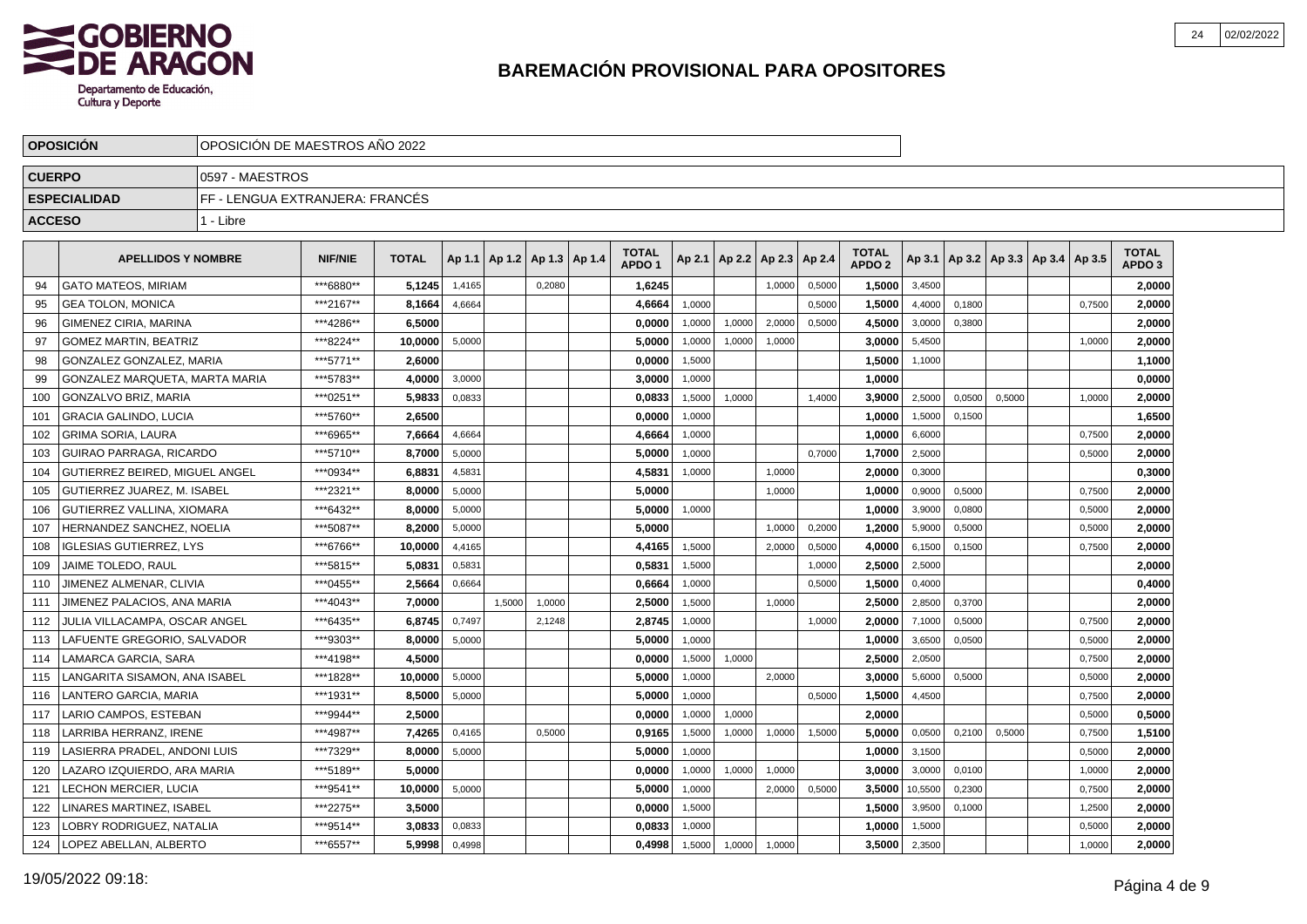## BAREMACIÓN PROVISIONAL PARA OPOSITORES

| OPOSICIÓN | OPOSICIÓN DE MAESTROS AÑO 2022 |
|---|---|
| CUERPO | 0597 - MAESTROS |
| ESPECIALIDAD | FF - LENGUA EXTRANJERA: FRANCÉS |
| ACCESO | 1 - Libre |

| | APELLIDOS Y NOMBRE | NIF/NIE | TOTAL | Ap 1.1 | Ap 1.2 | Ap 1.3 | Ap 1.4 | TOTAL APDO 1 | Ap 2.1 | Ap 2.2 | Ap 2.3 | Ap 2.4 | TOTAL APDO 2 | Ap 3.1 | Ap 3.2 | Ap 3.3 | Ap 3.4 | Ap 3.5 | TOTAL APDO 3 |
|---|---|---|---|---|---|---|---|---|---|---|---|---|---|---|---|---|---|---|---|
| 94 | GATO MATEOS, MIRIAM | ***6880** | 5,1245 | 1,4165 | | 0,2080 | | 1,6245 | | | 1,0000 | 0,5000 | 1,5000 | 3,4500 | | | | | 2,0000 |
| 95 | GEA TOLON, MONICA | ***2167** | 8,1664 | 4,6664 | | | | 4,6664 | 1,0000 | | | 0,5000 | 1,5000 | 4,4000 | 0,1800 | | | 0,7500 | 2,0000 |
| 96 | GIMENEZ CIRIA, MARINA | ***4286** | 6,5000 | | | | | 0,0000 | 1,0000 | 1,0000 | 2,0000 | 0,5000 | 4,5000 | 3,0000 | 0,3800 | | | | 2,0000 |
| 97 | GOMEZ MARTIN, BEATRIZ | ***8224** | 10,0000 | 5,0000 | | | | 5,0000 | 1,0000 | 1,0000 | 1,0000 | | 3,0000 | 5,4500 | | | | 1,0000 | 2,0000 |
| 98 | GONZALEZ GONZALEZ, MARIA | ***5771** | 2,6000 | | | | | 0,0000 | 1,5000 | | | | 1,5000 | 1,1000 | | | | | 1,1000 |
| 99 | GONZALEZ MARQUETA, MARTA MARIA | ***5783** | 4,0000 | 3,0000 | | | | 3,0000 | 1,0000 | | | | 1,0000 | | | | | | 0,0000 |
| 100 | GONZALVO BRIZ, MARIA | ***0251** | 5,9833 | 0,0833 | | | | 0,0833 | 1,5000 | 1,0000 | | 1,4000 | 3,9000 | 2,5000 | 0,0500 | 0,5000 | | 1,0000 | 2,0000 |
| 101 | GRACIA GALINDO, LUCIA | ***5760** | 2,6500 | | | | | 0,0000 | 1,0000 | | | | 1,0000 | 1,5000 | 0,1500 | | | | 1,6500 |
| 102 | GRIMA SORIA, LAURA | ***6965** | 7,6664 | 4,6664 | | | | 4,6664 | 1,0000 | | | | 1,0000 | 6,6000 | | | | 0,7500 | 2,0000 |
| 103 | GUIRAO PARRAGA, RICARDO | ***5710** | 8,7000 | 5,0000 | | | | 5,0000 | 1,0000 | | | 0,7000 | 1,7000 | 2,5000 | | | | 0,5000 | 2,0000 |
| 104 | GUTIERREZ BEIRED, MIGUEL ANGEL | ***0934** | 6,8831 | 4,5831 | | | | 4,5831 | 1,0000 | | 1,0000 | | 2,0000 | 0,3000 | | | | | 0,3000 |
| 105 | GUTIERREZ JUAREZ, M. ISABEL | ***2321** | 8,0000 | 5,0000 | | | | 5,0000 | | | 1,0000 | | 1,0000 | 0,9000 | 0,5000 | | | 0,7500 | 2,0000 |
| 106 | GUTIERREZ VALLINA, XIOMARA | ***6432** | 8,0000 | 5,0000 | | | | 5,0000 | 1,0000 | | | | 1,0000 | 3,9000 | 0,0800 | | | 0,5000 | 2,0000 |
| 107 | HERNANDEZ SANCHEZ, NOELIA | ***5087** | 8,2000 | 5,0000 | | | | 5,0000 | | | 1,0000 | 0,2000 | 1,2000 | 5,9000 | 0,5000 | | | 0,5000 | 2,0000 |
| 108 | IGLESIAS GUTIERREZ, LYS | ***6766** | 10,0000 | 4,4165 | | | | 4,4165 | 1,5000 | | 2,0000 | 0,5000 | 4,0000 | 6,1500 | 0,1500 | | | 0,7500 | 2,0000 |
| 109 | JAIME TOLEDO, RAUL | ***5815** | 5,0831 | 0,5831 | | | | 0,5831 | 1,5000 | | | 1,0000 | 2,5000 | 2,5000 | | | | | 2,0000 |
| 110 | JIMENEZ ALMENAR, CLIVIA | ***0455** | 2,5664 | 0,6664 | | | | 0,6664 | 1,0000 | | | 0,5000 | 1,5000 | 0,4000 | | | | | 0,4000 |
| 111 | JIMENEZ PALACIOS, ANA MARIA | ***4043** | 7,0000 | | 1,5000 | 1,0000 | | 2,5000 | 1,5000 | | 1,0000 | | 2,5000 | 2,8500 | 0,3700 | | | | 2,0000 |
| 112 | JULIA VILLACAMPA, OSCAR ANGEL | ***6435** | 6,8745 | 0,7497 | | 2,1248 | | 2,8745 | 1,0000 | | | 1,0000 | 2,0000 | 7,1000 | 0,5000 | | | 0,7500 | 2,0000 |
| 113 | LAFUENTE GREGORIO, SALVADOR | ***9303** | 8,0000 | 5,0000 | | | | 5,0000 | 1,0000 | | | | 1,0000 | 3,6500 | 0,0500 | | | 0,5000 | 2,0000 |
| 114 | LAMARCA GARCIA, SARA | ***4198** | 4,5000 | | | | | 0,0000 | 1,5000 | 1,0000 | | | 2,5000 | 2,0500 | | | | 0,7500 | 2,0000 |
| 115 | LANGARITA SISAMON, ANA ISABEL | ***1828** | 10,0000 | 5,0000 | | | | 5,0000 | 1,0000 | | 2,0000 | | 3,0000 | 5,6000 | 0,5000 | | | 0,5000 | 2,0000 |
| 116 | LANTERO GARCIA, MARIA | ***1931** | 8,5000 | 5,0000 | | | | 5,0000 | 1,0000 | | | 0,5000 | 1,5000 | 4,4500 | | | | 0,7500 | 2,0000 |
| 117 | LARIO CAMPOS, ESTEBAN | ***9944** | 2,5000 | | | | | 0,0000 | 1,0000 | 1,0000 | | | 2,0000 | | | | | 0,5000 | 0,5000 |
| 118 | LARRIBA HERRANZ, IRENE | ***4987** | 7,4265 | 0,4165 | | 0,5000 | | 0,9165 | 1,5000 | 1,0000 | 1,0000 | 1,5000 | 5,0000 | 0,0500 | 0,2100 | 0,5000 | | 0,7500 | 1,5100 |
| 119 | LASIERRA PRADEL, ANDONI LUIS | ***7329** | 8,0000 | 5,0000 | | | | 5,0000 | 1,0000 | | | | 1,0000 | 3,1500 | | | | 0,5000 | 2,0000 |
| 120 | LAZARO IZQUIERDO, ARA MARIA | ***5189** | 5,0000 | | | | | 0,0000 | 1,0000 | 1,0000 | 1,0000 | | 3,0000 | 3,0000 | 0,0100 | | | 1,0000 | 2,0000 |
| 121 | LECHON MERCIER, LUCIA | ***9541** | 10,0000 | 5,0000 | | | | 5,0000 | 1,0000 | | 2,0000 | 0,5000 | 3,5000 | 10,5500 | 0,2300 | | | 0,7500 | 2,0000 |
| 122 | LINARES MARTINEZ, ISABEL | ***2275** | 3,5000 | | | | | 0,0000 | 1,5000 | | | | 1,5000 | 3,9500 | 0,1000 | | | 1,2500 | 2,0000 |
| 123 | LOBRY RODRIGUEZ, NATALIA | ***9514** | 3,0833 | 0,0833 | | | | 0,0833 | 1,0000 | | | | 1,0000 | 1,5000 | | | | 0,5000 | 2,0000 |
| 124 | LOPEZ ABELLAN, ALBERTO | ***6557** | 5,9998 | 0,4998 | | | | 0,4998 | 1,5000 | 1,0000 | 1,0000 | | 3,5000 | 2,3500 | | | | 1,0000 | 2,0000 |

19/05/2022 09:18: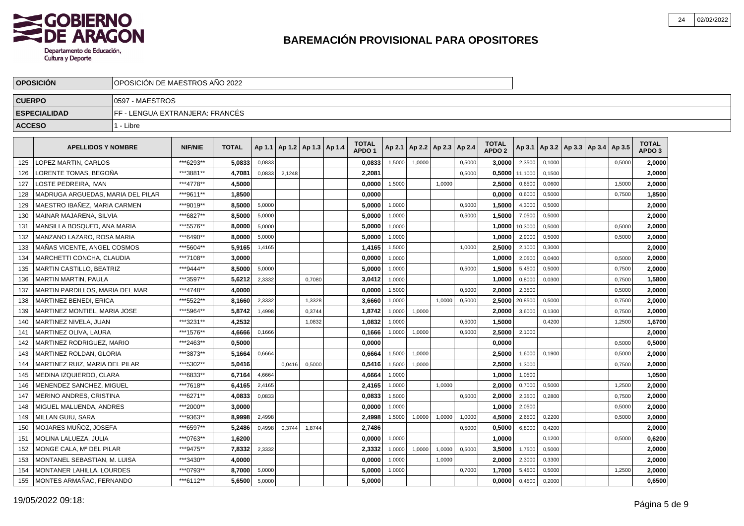# BAREMACIÓN PROVISIONAL PARA OPOSITORES

| | |
|---|---|
| **OPOSICIÓN** | OPOSICIÓN DE MAESTROS AÑO 2022 |
| **CUERPO** | 0597 - MAESTROS |
| **ESPECIALIDAD** | FF - LENGUA EXTRANJERA: FRANCÉS |
| **ACCESO** | 1 - Libre |

| | APELLIDOS Y NOMBRE | NIF/NIE | TOTAL | Ap 1.1 | Ap 1.2 | Ap 1.3 | Ap 1.4 | TOTAL APDO 1 | Ap 2.1 | Ap 2.2 | Ap 2.3 | Ap 2.4 | TOTAL APDO 2 | Ap 3.1 | Ap 3.2 | Ap 3.3 | Ap 3.4 | Ap 3.5 | TOTAL APDO 3 |
|---|---|---|---|---|---|---|---|---|---|---|---|---|---|---|---|---|---|---|---|
| 125 | LOPEZ MARTIN, CARLOS | ***6293** | **5,0833** | 0,0833 | | | | **0,0833** | 1,5000 | 1,0000 | | 0,5000 | **3,0000** | 2,3500 | 0,1000 | | | 0,5000 | **2,0000** |
| 126 | LORENTE TOMAS, BEGOÑA | ***3881** | **4,7081** | 0,0833 | 2,1248 | | | **2,2081** | | | | 0,5000 | **0,5000** | 11,1000 | 0,1500 | | | | **2,0000** |
| 127 | LOSTE PEDREIRA, IVAN | ***4778** | **4,5000** | | | | | **0,0000** | 1,5000 | | 1,0000 | | **2,5000** | 0,6500 | 0,0600 | | | 1,5000 | **2,0000** |
| 128 | MADRUGA ARGUEDAS, MARIA DEL PILAR | ***9611** | **1,8500** | | | | | **0,0000** | | | | | **0,0000** | 0,6000 | 0,5000 | | | 0,7500 | **1,8500** |
| 129 | MAESTRO IBAÑEZ, MARIA CARMEN | ***9019** | **8,5000** | 5,0000 | | | | **5,0000** | 1,0000 | | | 0,5000 | **1,5000** | 4,3000 | 0,5000 | | | | **2,0000** |
| 130 | MAINAR MAJARENA, SILVIA | ***6827** | **8,5000** | 5,0000 | | | | **5,0000** | 1,0000 | | | 0,5000 | **1,5000** | 7,0500 | 0,5000 | | | | **2,0000** |
| 131 | MANSILLA BOSQUED, ANA MARIA | ***5576** | **8,0000** | 5,0000 | | | | **5,0000** | 1,0000 | | | | **1,0000** | 10,3000 | 0,5000 | | | 0,5000 | **2,0000** |
| 132 | MANZANO LAZARO, ROSA MARIA | ***6490** | **8,0000** | 5,0000 | | | | **5,0000** | 1,0000 | | | | **1,0000** | 2,9000 | 0,5000 | | | 0,5000 | **2,0000** |
| 133 | MAÑAS VICENTE, ANGEL COSMOS | ***5604** | **5,9165** | 1,4165 | | | | **1,4165** | 1,5000 | | | 1,0000 | **2,5000** | 2,1000 | 0,3000 | | | | **2,0000** |
| 134 | MARCHETTI CONCHA, CLAUDIA | ***7108** | **3,0000** | | | | | **0,0000** | 1,0000 | | | | **1,0000** | 2,0500 | 0,0400 | | | 0,5000 | **2,0000** |
| 135 | MARTIN CASTILLO, BEATRIZ | ***9444** | **8,5000** | 5,0000 | | | | **5,0000** | 1,0000 | | | 0,5000 | **1,5000** | 5,4500 | 0,5000 | | | 0,7500 | **2,0000** |
| 136 | MARTIN MARTIN, PAULA | ***3597** | **5,6212** | 2,3332 | | 0,7080 | | **3,0412** | 1,0000 | | | | **1,0000** | 0,8000 | 0,0300 | | | 0,7500 | **1,5800** |
| 137 | MARTIN PARDILLOS, MARIA DEL MAR | ***4748** | **4,0000** | | | | | **0,0000** | 1,5000 | | | 0,5000 | **2,0000** | 2,3500 | | | | 0,5000 | **2,0000** |
| 138 | MARTINEZ BENEDI, ERICA | ***5522** | **8,1660** | 2,3332 | | 1,3328 | | **3,6660** | 1,0000 | | 1,0000 | 0,5000 | **2,5000** | 20,8500 | 0,5000 | | | 0,7500 | **2,0000** |
| 139 | MARTINEZ MONTIEL, MARIA JOSE | ***5964** | **5,8742** | 1,4998 | | 0,3744 | | **1,8742** | 1,0000 | 1,0000 | | | **2,0000** | 3,6000 | 0,1300 | | | 0,7500 | **2,0000** |
| 140 | MARTINEZ NIVELA, JUAN | ***3231** | **4,2532** | | | 1,0832 | | **1,0832** | 1,0000 | | | 0,5000 | **1,5000** | | 0,4200 | | | 1,2500 | **1,6700** |
| 141 | MARTINEZ OLIVA, LAURA | ***1576** | **4,6666** | 0,1666 | | | | **0,1666** | 1,0000 | 1,0000 | | 0,5000 | **2,5000** | 2,1000 | | | | | **2,0000** |
| 142 | MARTINEZ RODRIGUEZ, MARIO | ***2463** | **0,5000** | | | | | **0,0000** | | | | | **0,0000** | | | | | 0,5000 | **0,5000** |
| 143 | MARTINEZ ROLDAN, GLORIA | ***3873** | **5,1664** | 0,6664 | | | | **0,6664** | 1,5000 | 1,0000 | | | **2,5000** | 1,6000 | 0,1900 | | | 0,5000 | **2,0000** |
| 144 | MARTINEZ RUIZ, MARIA DEL PILAR | ***5302** | **5,0416** | | 0,0416 | 0,5000 | | **0,5416** | 1,5000 | 1,0000 | | | **2,5000** | 1,3000 | | | | 0,7500 | **2,0000** |
| 145 | MEDINA IZQUIERDO, CLARA | ***6833** | **6,7164** | 4,6664 | | | | **4,6664** | 1,0000 | | | | **1,0000** | 1,0500 | | | | | **1,0500** |
| 146 | MENENDEZ SANCHEZ, MIGUEL | ***7618** | **6,4165** | 2,4165 | | | | **2,4165** | 1,0000 | | 1,0000 | | **2,0000** | 0,7000 | 0,5000 | | | 1,2500 | **2,0000** |
| 147 | MERINO ANDRES, CRISTINA | ***6271** | **4,0833** | 0,0833 | | | | **0,0833** | 1,5000 | | | 0,5000 | **2,0000** | 2,3500 | 0,2800 | | | 0,7500 | **2,0000** |
| 148 | MIGUEL MALUENDA, ANDRES | ***2000** | **3,0000** | | | | | **0,0000** | 1,0000 | | | | **1,0000** | 2,0500 | | | | 0,5000 | **2,0000** |
| 149 | MILLAN GUIU, SARA | ***9363** | **8,9998** | 2,4998 | | | | **2,4998** | 1,5000 | 1,0000 | 1,0000 | 1,0000 | **4,5000** | 2,6500 | 0,2200 | | | 0,5000 | **2,0000** |
| 150 | MOJARES MUÑOZ, JOSEFA | ***6597** | **5,2486** | 0,4998 | 0,3744 | 1,8744 | | **2,7486** | | | | 0,5000 | **0,5000** | 6,8000 | 0,4200 | | | | **2,0000** |
| 151 | MOLINA LALUEZA, JULIA | ***0763** | **1,6200** | | | | | **0,0000** | 1,0000 | | | | **1,0000** | | 0,1200 | | | 0,5000 | **0,6200** |
| 152 | MONGE CALA, Mª DEL PILAR | ***9475** | **7,8332** | 2,3332 | | | | **2,3332** | 1,0000 | 1,0000 | 1,0000 | 0,5000 | **3,5000** | 1,7500 | 0,5000 | | | | **2,0000** |
| 153 | MONTANEL SEBASTIAN, M. LUISA | ***3430** | **4,0000** | | | | | **0,0000** | 1,0000 | | 1,0000 | | **2,0000** | 2,3000 | 0,3300 | | | | **2,0000** |
| 154 | MONTANER LAHILLA, LOURDES | ***0793** | **8,7000** | 5,0000 | | | | **5,0000** | 1,0000 | | | 0,7000 | **1,7000** | 5,4500 | 0,5000 | | | 1,2500 | **2,0000** |
| 155 | MONTES ARMAÑAC, FERNANDO | ***6112** | **5,6500** | 5,0000 | | | | **5,0000** | | | | | **0,0000** | 0,4500 | 0,2000 | | | | **0,6500** |

19/05/2022 09:18: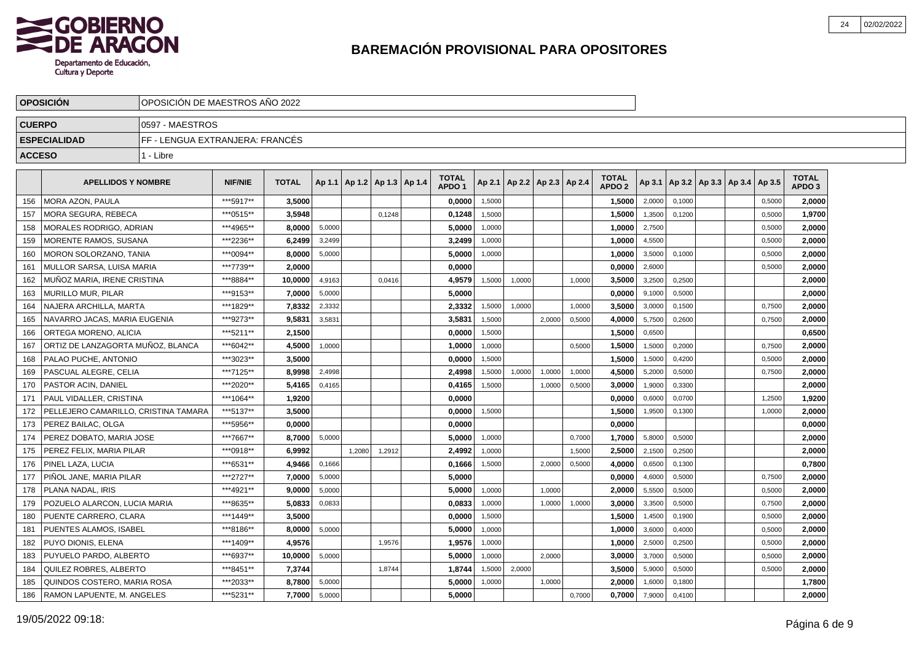# BAREMACIÓN PROVISIONAL PARA OPOSITORES

| OPOSICIÓN | OPOSICIÓN DE MAESTROS AÑO 2022 |
|---|---|
| CUERPO | 0597 - MAESTROS |
| ESPECIALIDAD | FF - LENGUA EXTRANJERA: FRANCÉS |
| ACCESO | 1 - Libre |

| | APELLIDOS Y NOMBRE | NIF/NIE | TOTAL | Ap 1.1 | Ap 1.2 | Ap 1.3 | Ap 1.4 | TOTAL APDO 1 | Ap 2.1 | Ap 2.2 | Ap 2.3 | Ap 2.4 | TOTAL APDO 2 | Ap 3.1 | Ap 3.2 | Ap 3.3 | Ap 3.4 | Ap 3.5 | TOTAL APDO 3 |
|---|---|---|---|---|---|---|---|---|---|---|---|---|---|---|---|---|---|---|---|
| 156 | MORA AZON, PAULA | ***5917** | 3,5000 | | | | | 0,0000 | 1,5000 | | | | 1,5000 | 2,0000 | 0,1000 | | | 0,5000 | 2,0000 |
| 157 | MORA SEGURA, REBECA | ***0515** | 3,5948 | | | 0,1248 | | 0,1248 | 1,5000 | | | | 1,5000 | 1,3500 | 0,1200 | | | 0,5000 | 1,9700 |
| 158 | MORALES RODRIGO, ADRIAN | ***4965** | 8,0000 | 5,0000 | | | | 5,0000 | 1,0000 | | | | 1,0000 | 2,7500 | | | | 0,5000 | 2,0000 |
| 159 | MORENTE RAMOS, SUSANA | ***2236** | 6,2499 | 3,2499 | | | | 3,2499 | 1,0000 | | | | 1,0000 | 4,5500 | | | | 0,5000 | 2,0000 |
| 160 | MORON SOLORZANO, TANIA | ***0094** | 8,0000 | 5,0000 | | | | 5,0000 | 1,0000 | | | | 1,0000 | 3,5000 | 0,1000 | | | 0,5000 | 2,0000 |
| 161 | MULLOR SARSA, LUISA MARIA | ***7739** | 2,0000 | | | | | 0,0000 | | | | | 0,0000 | 2,6000 | | | | 0,5000 | 2,0000 |
| 162 | MUÑOZ MARIA, IRENE CRISTINA | ***8884** | 10,0000 | 4,9163 | | 0,0416 | | 4,9579 | 1,5000 | 1,0000 | | 1,0000 | 3,5000 | 3,2500 | 0,2500 | | | | 2,0000 |
| 163 | MURILLO MUR, PILAR | ***9153** | 7,0000 | 5,0000 | | | | 5,0000 | | | | | 0,0000 | 9,1000 | 0,5000 | | | | 2,0000 |
| 164 | NAJERA ARCHILLA, MARTA | ***1829** | 7,8332 | 2,3332 | | | | 2,3332 | 1,5000 | 1,0000 | | 1,0000 | 3,5000 | 3,0000 | 0,1500 | | | 0,7500 | 2,0000 |
| 165 | NAVARRO JACAS, MARIA EUGENIA | ***9273** | 9,5831 | 3,5831 | | | | 3,5831 | 1,5000 | | 2,0000 | 0,5000 | 4,0000 | 5,7500 | 0,2600 | | | 0,7500 | 2,0000 |
| 166 | ORTEGA MORENO, ALICIA | ***5211** | 2,1500 | | | | | 0,0000 | 1,5000 | | | | 1,5000 | 0,6500 | | | | | 0,6500 |
| 167 | ORTIZ DE LANZAGORTA MUÑOZ, BLANCA | ***6042** | 4,5000 | 1,0000 | | | | 1,0000 | 1,0000 | | | 0,5000 | 1,5000 | 1,5000 | 0,2000 | | | 0,7500 | 2,0000 |
| 168 | PALAO PUCHE, ANTONIO | ***3023** | 3,5000 | | | | | 0,0000 | 1,5000 | | | | 1,5000 | 1,5000 | 0,4200 | | | 0,5000 | 2,0000 |
| 169 | PASCUAL ALEGRE, CELIA | ***7125** | 8,9998 | 2,4998 | | | | 2,4998 | 1,5000 | 1,0000 | 1,0000 | 1,0000 | 4,5000 | 5,2000 | 0,5000 | | | 0,7500 | 2,0000 |
| 170 | PASTOR ACIN, DANIEL | ***2020** | 5,4165 | 0,4165 | | | | 0,4165 | 1,5000 | | 1,0000 | 0,5000 | 3,0000 | 1,9000 | 0,3300 | | | | 2,0000 |
| 171 | PAUL VIDALLER, CRISTINA | ***1064** | 1,9200 | | | | | 0,0000 | | | | | 0,0000 | 0,6000 | 0,0700 | | | 1,2500 | 1,9200 |
| 172 | PELLEJERO CAMARILLO, CRISTINA TAMARA | ***5137** | 3,5000 | | | | | 0,0000 | 1,5000 | | | | 1,5000 | 1,9500 | 0,1300 | | | 1,0000 | 2,0000 |
| 173 | PEREZ BAILAC, OLGA | ***5956** | 0,0000 | | | | | 0,0000 | | | | | 0,0000 | | | | | | 0,0000 |
| 174 | PEREZ DOBATO, MARIA JOSE | ***7667** | 8,7000 | 5,0000 | | | | 5,0000 | 1,0000 | | | 0,7000 | 1,7000 | 5,8000 | 0,5000 | | | | 2,0000 |
| 175 | PEREZ FELIX, MARIA PILAR | ***0918** | 6,9992 | | 1,2080 | 1,2912 | | 2,4992 | 1,0000 | | | 1,5000 | 2,5000 | 2,1500 | 0,2500 | | | | 2,0000 |
| 176 | PINEL LAZA, LUCIA | ***6531** | 4,9466 | 0,1666 | | | | 0,1666 | 1,5000 | | 2,0000 | 0,5000 | 4,0000 | 0,6500 | 0,1300 | | | | 0,7800 |
| 177 | PIÑOL JANE, MARIA PILAR | ***2727** | 7,0000 | 5,0000 | | | | 5,0000 | | | | | 0,0000 | 4,6000 | 0,5000 | | | 0,7500 | 2,0000 |
| 178 | PLANA NADAL, IRIS | ***4921** | 9,0000 | 5,0000 | | | | 5,0000 | 1,0000 | | 1,0000 | | 2,0000 | 5,5500 | 0,5000 | | | 0,5000 | 2,0000 |
| 179 | POZUELO ALARCON, LUCIA MARIA | ***8635** | 5,0833 | 0,0833 | | | | 0,0833 | 1,0000 | | 1,0000 | 1,0000 | 3,0000 | 3,3500 | 0,5000 | | | 0,7500 | 2,0000 |
| 180 | PUENTE CARRERO, CLARA | ***1449** | 3,5000 | | | | | 0,0000 | 1,5000 | | | | 1,5000 | 1,4500 | 0,1900 | | | 0,5000 | 2,0000 |
| 181 | PUENTES ALAMOS, ISABEL | ***8186** | 8,0000 | 5,0000 | | | | 5,0000 | 1,0000 | | | | 1,0000 | 3,6000 | 0,4000 | | | 0,5000 | 2,0000 |
| 182 | PUYO DIONIS, ELENA | ***1409** | 4,9576 | | | 1,9576 | | 1,9576 | 1,0000 | | | | 1,0000 | 2,5000 | 0,2500 | | | 0,5000 | 2,0000 |
| 183 | PUYUELO PARDO, ALBERTO | ***6937** | 10,0000 | 5,0000 | | | | 5,0000 | 1,0000 | | 2,0000 | | 3,0000 | 3,7000 | 0,5000 | | | 0,5000 | 2,0000 |
| 184 | QUILEZ ROBRES, ALBERTO | ***8451** | 7,3744 | | | 1,8744 | | 1,8744 | 1,5000 | 2,0000 | | | 3,5000 | 5,9000 | 0,5000 | | | 0,5000 | 2,0000 |
| 185 | QUINDOS COSTERO, MARIA ROSA | ***2033** | 8,7800 | 5,0000 | | | | 5,0000 | 1,0000 | | 1,0000 | | 2,0000 | 1,6000 | 0,1800 | | | | 1,7800 |
| 186 | RAMON LAPUENTE, M. ANGELES | ***5231** | 7,7000 | 5,0000 | | | | 5,0000 | | | | 0,7000 | 0,7000 | 7,9000 | 0,4100 | | | | 2,0000 |

19/05/2022 09:18: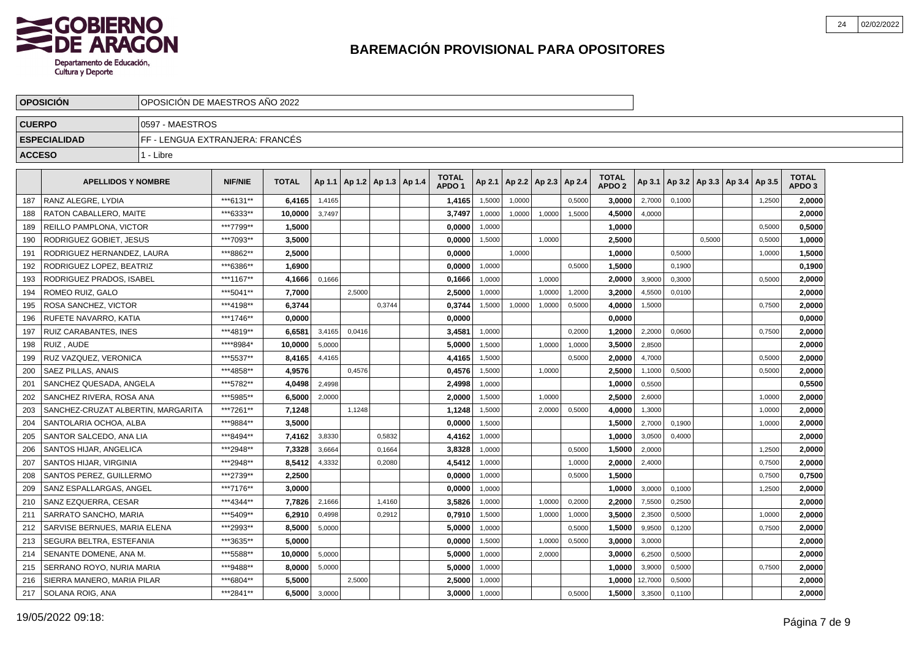## BAREMACIÓN PROVISIONAL PARA OPOSITORES

| | |
|---|---|
| **OPOSICIÓN** | OPOSICIÓN DE MAESTROS AÑO 2022 |
| **CUERPO** | 0597 - MAESTROS |
| **ESPECIALIDAD** | FF - LENGUA EXTRANJERA: FRANCÉS |
| **ACCESO** | 1 - Libre |

| | APELLIDOS Y NOMBRE | NIF/NIE | TOTAL | Ap 1.1 | Ap 1.2 | Ap 1.3 | Ap 1.4 | TOTAL APDO 1 | Ap 2.1 | Ap 2.2 | Ap 2.3 | Ap 2.4 | TOTAL APDO 2 | Ap 3.1 | Ap 3.2 | Ap 3.3 | Ap 3.4 | Ap 3.5 | TOTAL APDO 3 |
|---|---|---|---|---|---|---|---|---|---|---|---|---|---|---|---|---|---|---|---|
| 187 | RANZ ALEGRE, LYDIA | ***6131** | **6,4165** | 1,4165 | | | | **1,4165** | 1,5000 | 1,0000 | | 0,5000 | **3,0000** | 2,7000 | 0,1000 | | | 1,2500 | **2,0000** |
| 188 | RATON CABALLERO, MAITE | ***6333** | **10,0000** | 3,7497 | | | | **3,7497** | 1,0000 | 1,0000 | 1,0000 | 1,5000 | **4,5000** | 4,0000 | | | | | **2,0000** |
| 189 | REILLO PAMPLONA, VICTOR | ***7799** | **1,5000** | | | | | **0,0000** | 1,0000 | | | | **1,0000** | | | | | 0,5000 | **0,5000** |
| 190 | RODRIGUEZ GOBIET, JESUS | ***7093** | **3,5000** | | | | | **0,0000** | 1,5000 | | 1,0000 | | **2,5000** | | | 0,5000 | | 0,5000 | **1,0000** |
| 191 | RODRIGUEZ HERNANDEZ, LAURA | ***8862** | **2,5000** | | | | | **0,0000** | | 1,0000 | | | **1,0000** | | 0,5000 | | | 1,0000 | **1,5000** |
| 192 | RODRIGUEZ LOPEZ, BEATRIZ | ***6386** | **1,6900** | | | | | **0,0000** | 1,0000 | | | 0,5000 | **1,5000** | | 0,1900 | | | | **0,1900** |
| 193 | RODRIGUEZ PRADOS, ISABEL | ***1167** | **4,1666** | 0,1666 | | | | **0,1666** | 1,0000 | | 1,0000 | | **2,0000** | 3,9000 | 0,3000 | | | 0,5000 | **2,0000** |
| 194 | ROMEO RUIZ, GALO | ***5041** | **7,7000** | | 2,5000 | | | **2,5000** | 1,0000 | | 1,0000 | 1,2000 | **3,2000** | 4,5500 | 0,0100 | | | | **2,0000** |
| 195 | ROSA SANCHEZ, VICTOR | ***4198** | **6,3744** | | | 0,3744 | | **0,3744** | 1,5000 | 1,0000 | 1,0000 | 0,5000 | **4,0000** | 1,5000 | | | | 0,7500 | **2,0000** |
| 196 | RUFETE NAVARRO, KATIA | ***1746** | **0,0000** | | | | | **0,0000** | | | | | **0,0000** | | | | | | **0,0000** |
| 197 | RUIZ CARABANTES, INES | ***4819** | **6,6581** | 3,4165 | 0,0416 | | | **3,4581** | 1,0000 | | | 0,2000 | **1,2000** | 2,2000 | 0,0600 | | | 0,7500 | **2,0000** |
| 198 | RUIZ , AUDE | ****8984* | **10,0000** | 5,0000 | | | | **5,0000** | 1,5000 | | 1,0000 | 1,0000 | **3,5000** | 2,8500 | | | | | **2,0000** |
| 199 | RUZ VAZQUEZ, VERONICA | ***5537** | **8,4165** | 4,4165 | | | | **4,4165** | 1,5000 | | | 0,5000 | **2,0000** | 4,7000 | | | | 0,5000 | **2,0000** |
| 200 | SAEZ PILLAS, ANAIS | ***4858** | **4,9576** | | 0,4576 | | | **0,4576** | 1,5000 | | 1,0000 | | **2,5000** | 1,1000 | 0,5000 | | | 0,5000 | **2,0000** |
| 201 | SANCHEZ QUESADA, ANGELA | ***5782** | **4,0498** | 2,4998 | | | | **2,4998** | 1,0000 | | | | **1,0000** | 0,5500 | | | | | **0,5500** |
| 202 | SANCHEZ RIVERA, ROSA ANA | ***5985** | **6,5000** | 2,0000 | | | | **2,0000** | 1,5000 | | 1,0000 | | **2,5000** | 2,6000 | | | | 1,0000 | **2,0000** |
| 203 | SANCHEZ-CRUZAT ALBERTIN, MARGARITA | ***7261** | **7,1248** | | 1,1248 | | | **1,1248** | 1,5000 | | 2,0000 | 0,5000 | **4,0000** | 1,3000 | | | | 1,0000 | **2,0000** |
| 204 | SANTOLARIA OCHOA, ALBA | ***9884** | **3,5000** | | | | | **0,0000** | 1,5000 | | | | **1,5000** | 2,7000 | 0,1900 | | | 1,0000 | **2,0000** |
| 205 | SANTOR SALCEDO, ANA LIA | ***8494** | **7,4162** | 3,8330 | | 0,5832 | | **4,4162** | 1,0000 | | | | **1,0000** | 3,0500 | 0,4000 | | | | **2,0000** |
| 206 | SANTOS HIJAR, ANGELICA | ***2948** | **7,3328** | 3,6664 | | 0,1664 | | **3,8328** | 1,0000 | | | 0,5000 | **1,5000** | 2,0000 | | | | 1,2500 | **2,0000** |
| 207 | SANTOS HIJAR, VIRGINIA | ***2948** | **8,5412** | 4,3332 | | 0,2080 | | **4,5412** | 1,0000 | | | 1,0000 | **2,0000** | 2,4000 | | | | 0,7500 | **2,0000** |
| 208 | SANTOS PEREZ, GUILLERMO | ***2739** | **2,2500** | | | | | **0,0000** | 1,0000 | | | 0,5000 | **1,5000** | | | | | 0,7500 | **0,7500** |
| 209 | SANZ ESPALLARGAS, ANGEL | ***7176** | **3,0000** | | | | | **0,0000** | 1,0000 | | | | **1,0000** | 3,0000 | 0,1000 | | | 1,2500 | **2,0000** |
| 210 | SANZ EZQUERRA, CESAR | ***4344** | **7,7826** | 2,1666 | | 1,4160 | | **3,5826** | 1,0000 | | 1,0000 | 0,2000 | **2,2000** | 7,5500 | 0,2500 | | | | **2,0000** |
| 211 | SARRATO SANCHO, MARIA | ***5409** | **6,2910** | 0,4998 | | 0,2912 | | **0,7910** | 1,5000 | | 1,0000 | 1,0000 | **3,5000** | 2,3500 | 0,5000 | | | 1,0000 | **2,0000** |
| 212 | SARVISE BERNUES, MARIA ELENA | ***2993** | **8,5000** | 5,0000 | | | | **5,0000** | 1,0000 | | | 0,5000 | **1,5000** | 9,9500 | 0,1200 | | | 0,7500 | **2,0000** |
| 213 | SEGURA BELTRA, ESTEFANIA | ***3635** | **5,0000** | | | | | **0,0000** | 1,5000 | | 1,0000 | 0,5000 | **3,0000** | 3,0000 | | | | | **2,0000** |
| 214 | SENANTE DOMENE, ANA M. | ***5588** | **10,0000** | 5,0000 | | | | **5,0000** | 1,0000 | | 2,0000 | | **3,0000** | 6,2500 | 0,5000 | | | | **2,0000** |
| 215 | SERRANO ROYO, NURIA MARIA | ***9488** | **8,0000** | 5,0000 | | | | **5,0000** | 1,0000 | | | | **1,0000** | 3,9000 | 0,5000 | | | 0,7500 | **2,0000** |
| 216 | SIERRA MANERO, MARIA PILAR | ***6804** | **5,5000** | | 2,5000 | | | **2,5000** | 1,0000 | | | | **1,0000** | 12,7000 | 0,5000 | | | | **2,0000** |
| 217 | SOLANA ROIG, ANA | ***2841** | **6,5000** | 3,0000 | | | | **3,0000** | 1,0000 | | | 0,5000 | **1,5000** | 3,3500 | 0,1100 | | | | **2,0000** |

19/05/2022 09:18: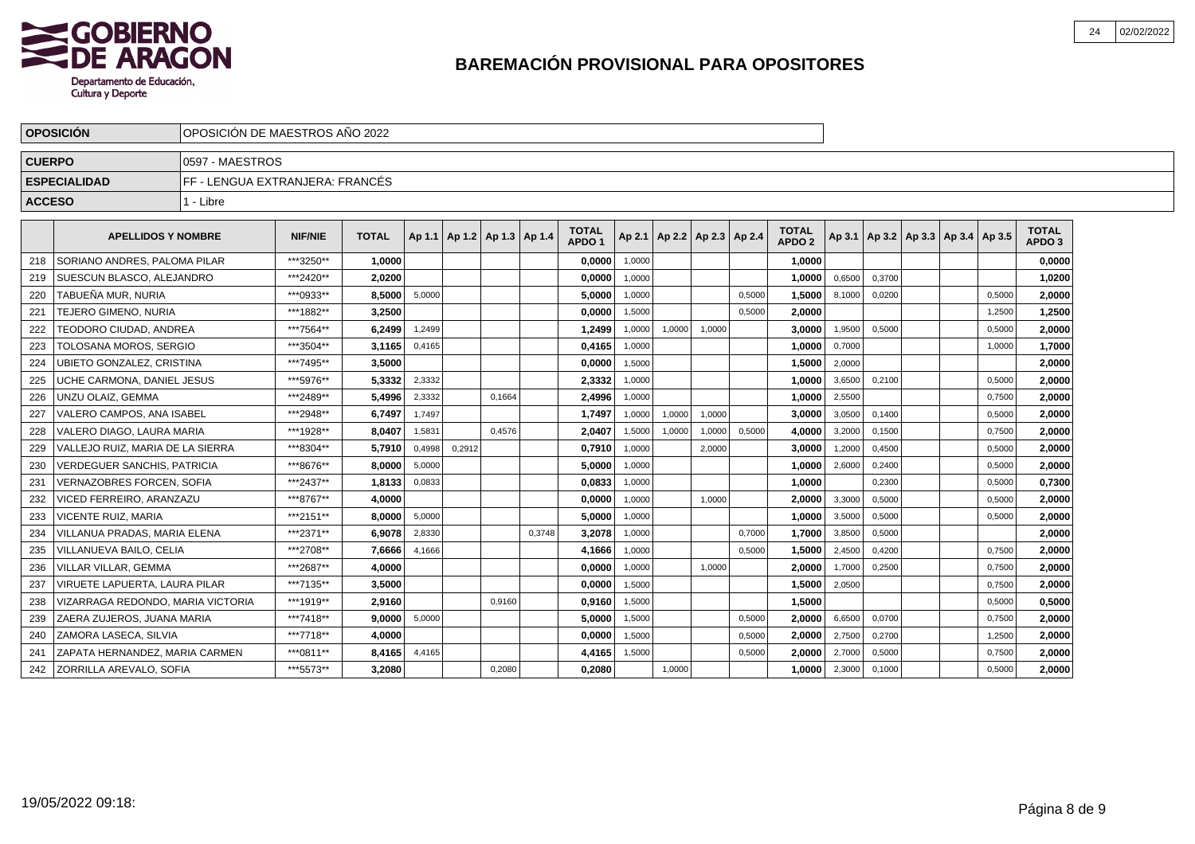# BAREMACIÓN PROVISIONAL PARA OPOSITORES

| OPOSICIÓN | OPOSICIÓN DE MAESTROS AÑO 2022 |
|---|---|
| CUERPO | 0597 - MAESTROS |
| ESPECIALIDAD | FF - LENGUA EXTRANJERA: FRANCÉS |
| ACCESO | 1 - Libre |

| | APELLIDOS Y NOMBRE | NIF/NIE | TOTAL | Ap 1.1 | Ap 1.2 | Ap 1.3 | Ap 1.4 | TOTAL APDO 1 | Ap 2.1 | Ap 2.2 | Ap 2.3 | Ap 2.4 | TOTAL APDO 2 | Ap 3.1 | Ap 3.2 | Ap 3.3 | Ap 3.4 | Ap 3.5 | TOTAL APDO 3 |
|---|---|---|---|---|---|---|---|---|---|---|---|---|---|---|---|---|---|---|---|
| 218 | SORIANO ANDRES, PALOMA PILAR | ***3250** | 1,0000 | | | | | 0,0000 | 1,0000 | | | | 1,0000 | | | | | | 0,0000 |
| 219 | SUESCUN BLASCO, ALEJANDRO | ***2420** | 2,0200 | | | | | 0,0000 | 1,0000 | | | | 1,0000 | 0,6500 | 0,3700 | | | | 1,0200 |
| 220 | TABUEÑA MUR, NURIA | ***0933** | 8,5000 | 5,0000 | | | | 5,0000 | 1,0000 | | | 0,5000 | 1,5000 | 8,1000 | 0,0200 | | | 0,5000 | 2,0000 |
| 221 | TEJERO GIMENO, NURIA | ***1882** | 3,2500 | | | | | 0,0000 | 1,5000 | | | 0,5000 | 2,0000 | | | | | 1,2500 | 1,2500 |
| 222 | TEODORO CIUDAD, ANDREA | ***7564** | 6,2499 | 1,2499 | | | | 1,2499 | 1,0000 | 1,0000 | 1,0000 | | 3,0000 | 1,9500 | 0,5000 | | | 0,5000 | 2,0000 |
| 223 | TOLOSANA MOROS, SERGIO | ***3504** | 3,1165 | 0,4165 | | | | 0,4165 | 1,0000 | | | | 1,0000 | 0,7000 | | | | 1,0000 | 1,7000 |
| 224 | UBIETO GONZALEZ, CRISTINA | ***7495** | 3,5000 | | | | | 0,0000 | 1,5000 | | | | 1,5000 | 2,0000 | | | | | 2,0000 |
| 225 | UCHE CARMONA, DANIEL JESUS | ***5976** | 5,3332 | 2,3332 | | | | 2,3332 | 1,0000 | | | | 1,0000 | 3,6500 | 0,2100 | | | 0,5000 | 2,0000 |
| 226 | UNZU OLAIZ, GEMMA | ***2489** | 5,4996 | 2,3332 | | 0,1664 | | 2,4996 | 1,0000 | | | | 1,0000 | 2,5500 | | | | 0,7500 | 2,0000 |
| 227 | VALERO CAMPOS, ANA ISABEL | ***2948** | 6,7497 | 1,7497 | | | | 1,7497 | 1,0000 | 1,0000 | 1,0000 | | 3,0000 | 3,0500 | 0,1400 | | | 0,5000 | 2,0000 |
| 228 | VALERO DIAGO, LAURA MARIA | ***1928** | 8,0407 | 1,5831 | | 0,4576 | | 2,0407 | 1,5000 | 1,0000 | 1,0000 | 0,5000 | 4,0000 | 3,2000 | 0,1500 | | | 0,7500 | 2,0000 |
| 229 | VALLEJO RUIZ, MARIA DE LA SIERRA | ***8304** | 5,7910 | 0,4998 | 0,2912 | | | 0,7910 | 1,0000 | | 2,0000 | | 3,0000 | 1,2000 | 0,4500 | | | 0,5000 | 2,0000 |
| 230 | VERDEGUER SANCHIS, PATRICIA | ***8676** | 8,0000 | 5,0000 | | | | 5,0000 | 1,0000 | | | | 1,0000 | 2,6000 | 0,2400 | | | 0,5000 | 2,0000 |
| 231 | VERNAZOBRES FORCEN, SOFIA | ***2437** | 1,8133 | 0,0833 | | | | 0,0833 | 1,0000 | | | | 1,0000 | | 0,2300 | | | 0,5000 | 0,7300 |
| 232 | VICED FERREIRO, ARANZAZU | ***8767** | 4,0000 | | | | | 0,0000 | 1,0000 | | 1,0000 | | 2,0000 | 3,3000 | 0,5000 | | | 0,5000 | 2,0000 |
| 233 | VICENTE RUIZ, MARIA | ***2151** | 8,0000 | 5,0000 | | | | 5,0000 | 1,0000 | | | | 1,0000 | 3,5000 | 0,5000 | | | 0,5000 | 2,0000 |
| 234 | VILLANUA PRADAS, MARIA ELENA | ***2371** | 6,9078 | 2,8330 | | | 0,3748 | 3,2078 | 1,0000 | | | 0,7000 | 1,7000 | 3,8500 | 0,5000 | | | | 2,0000 |
| 235 | VILLANUEVA BAILO, CELIA | ***2708** | 7,6666 | 4,1666 | | | | 4,1666 | 1,0000 | | | 0,5000 | 1,5000 | 2,4500 | 0,4200 | | | 0,7500 | 2,0000 |
| 236 | VILLAR VILLAR, GEMMA | ***2687** | 4,0000 | | | | | 0,0000 | 1,0000 | | 1,0000 | | 2,0000 | 1,7000 | 0,2500 | | | 0,7500 | 2,0000 |
| 237 | VIRUETE LAPUERTA, LAURA PILAR | ***7135** | 3,5000 | | | | | 0,0000 | 1,5000 | | | | 1,5000 | 2,0500 | | | | 0,7500 | 2,0000 |
| 238 | VIZARRAGA REDONDO, MARIA VICTORIA | ***1919** | 2,9160 | | | 0,9160 | | 0,9160 | 1,5000 | | | | 1,5000 | | | | | 0,5000 | 0,5000 |
| 239 | ZAERA ZUJEROS, JUANA MARIA | ***7418** | 9,0000 | 5,0000 | | | | 5,0000 | 1,5000 | | | 0,5000 | 2,0000 | 6,6500 | 0,0700 | | | 0,7500 | 2,0000 |
| 240 | ZAMORA LASECA, SILVIA | ***7718** | 4,0000 | | | | | 0,0000 | 1,5000 | | | 0,5000 | 2,0000 | 2,7500 | 0,2700 | | | 1,2500 | 2,0000 |
| 241 | ZAPATA HERNANDEZ, MARIA CARMEN | ***0811** | 8,4165 | 4,4165 | | | | 4,4165 | 1,5000 | | | 0,5000 | 2,0000 | 2,7000 | 0,5000 | | | 0,7500 | 2,0000 |
| 242 | ZORRILLA AREVALO, SOFIA | ***5573** | 3,2080 | | | 0,2080 | | 0,2080 | | 1,0000 | | | 1,0000 | 2,3000 | 0,1000 | | | 0,5000 | 2,0000 |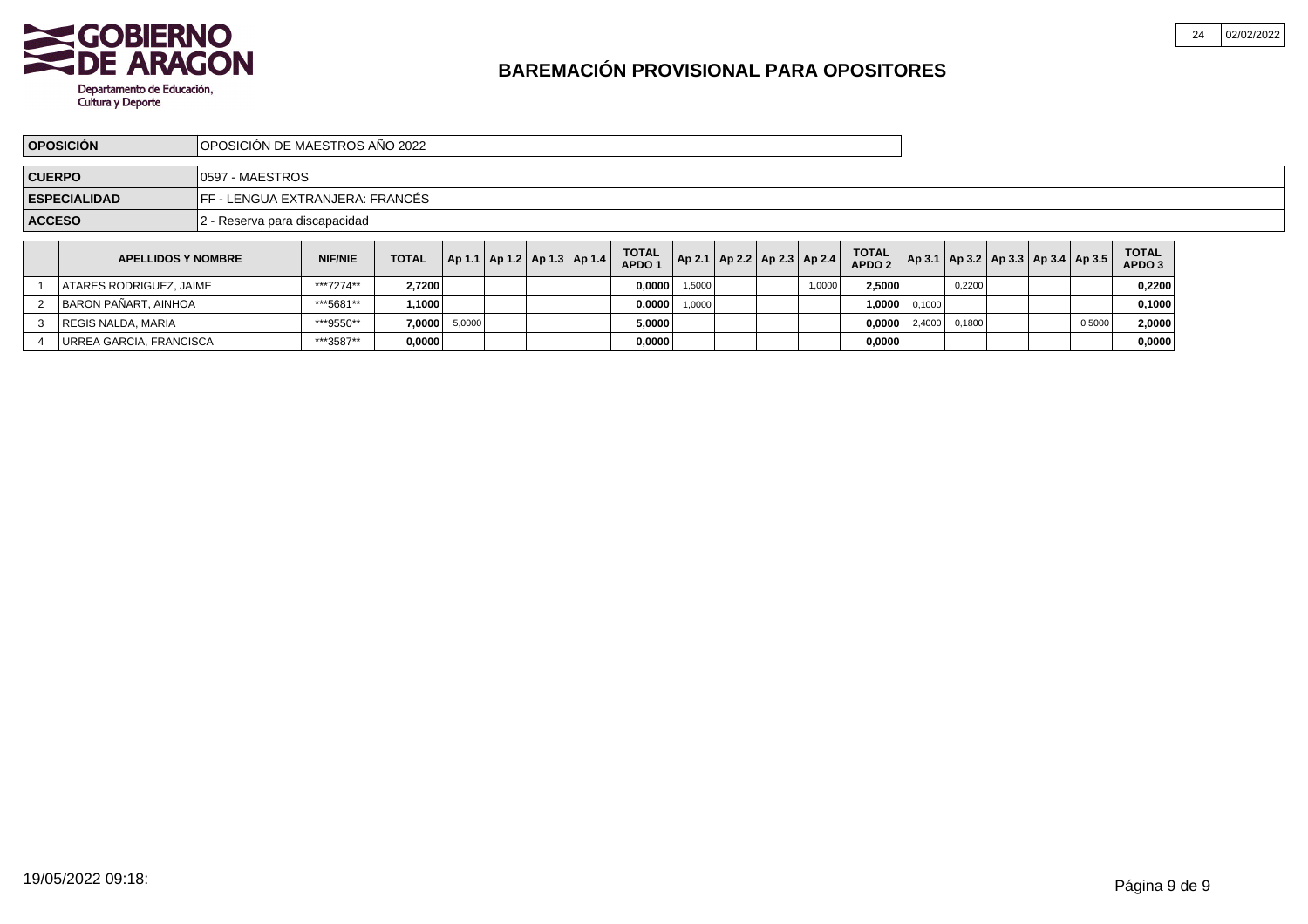# BAREMACIÓN PROVISIONAL PARA OPOSITORES

| | |
|---|---|
| **OPOSICIÓN** | OPOSICIÓN DE MAESTROS AÑO 2022 |
| **CUERPO** | 0597 - MAESTROS |
| **ESPECIALIDAD** | FF - LENGUA EXTRANJERA: FRANCÉS |
| **ACCESO** | 2 - Reserva para discapacidad |

| | APELLIDOS Y NOMBRE | NIF/NIE | TOTAL | Ap 1.1 | Ap 1.2 | Ap 1.3 | Ap 1.4 | TOTAL APDO 1 | Ap 2.1 | Ap 2.2 | Ap 2.3 | Ap 2.4 | TOTAL APDO 2 | Ap 3.1 | Ap 3.2 | Ap 3.3 | Ap 3.4 | Ap 3.5 | TOTAL APDO 3 |
|---|---|---|---|---|---|---|---|---|---|---|---|---|---|---|---|---|---|---|---|
| 1 | ATARES RODRIGUEZ, JAIME | \*\*\*7274\*\* | **2,7200** | | | | | **0,0000** | 1,5000 | | | 1,0000 | **2,5000** | | 0,2200 | | | | **0,2200** |
| 2 | BARON PAÑART, AINHOA | \*\*\*5681\*\* | **1,1000** | | | | | **0,0000** | 1,0000 | | | | **1,0000** | 0,1000 | | | | | **0,1000** |
| 3 | REGIS NALDA, MARIA | \*\*\*9550\*\* | **7,0000** | 5,0000 | | | | **5,0000** | | | | | **0,0000** | 2,4000 | 0,1800 | | | 0,5000 | **2,0000** |
| 4 | URREA GARCIA, FRANCISCA | \*\*\*3587\*\* | **0,0000** | | | | | **0,0000** | | | | | **0,0000** | | | | | | **0,0000** |